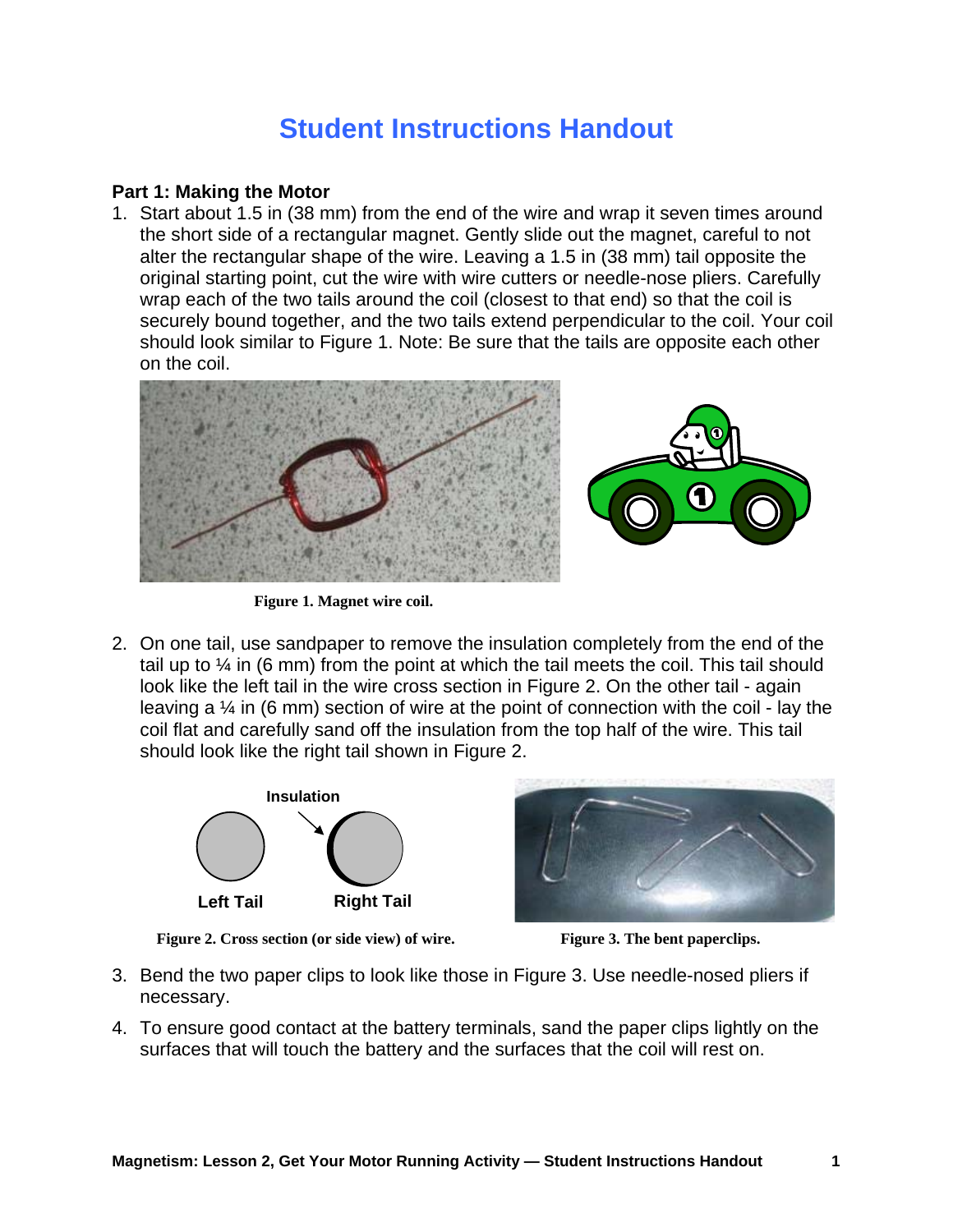# Student Instructions Handout

**Part 1: Making the Motor**

1. Start about 1.5 in (38 mm) from the end of the wire and wrap it seven times around the short side of a rectangular magnet. Gently slide out the magnet, careful to not alter the rectangular shape of the wire. Leaving a 1.5 in (38 mm) tail opposite the original starting point, cut the wire with wire cutters or needle-nose pliers. Carefully wrap each of the two tails around the coil (closest to that end) so that the coil is securely bound together, and the two tails extend perpendicular to the coil. Your coil should look similar to Figure 1. Note: Be sure that the tails are opposite each other on the coil.

**Figure 1. Magnet wire coil.**

2. On one tail, use sandpaper to remove the insulation completely from the end of the tail up to ¼ in (6 mm) from the point at which the tail meets the coil. This tail should look like the left tail in the wire cross section in Figure 2. On the other tail - again leaving a ¼ in (6 mm) section of wire at the point of connection with the coil - lay the coil flat and carefully sand off the insulation from the top half of the wire. This tail should look like the right tail shown in Figure 2.

Insulation

Left Tail    Right Tail

**Figure 2. Cross section (or side view) of wire.**

**Figure 3. The bent paperclips.**

3. Bend the two paper clips to look like those in Figure 3. Use needle-nosed pliers if necessary.

4. To ensure good contact at the battery terminals, sand the paper clips lightly on the surfaces that will touch the battery and the surfaces that the coil will rest on.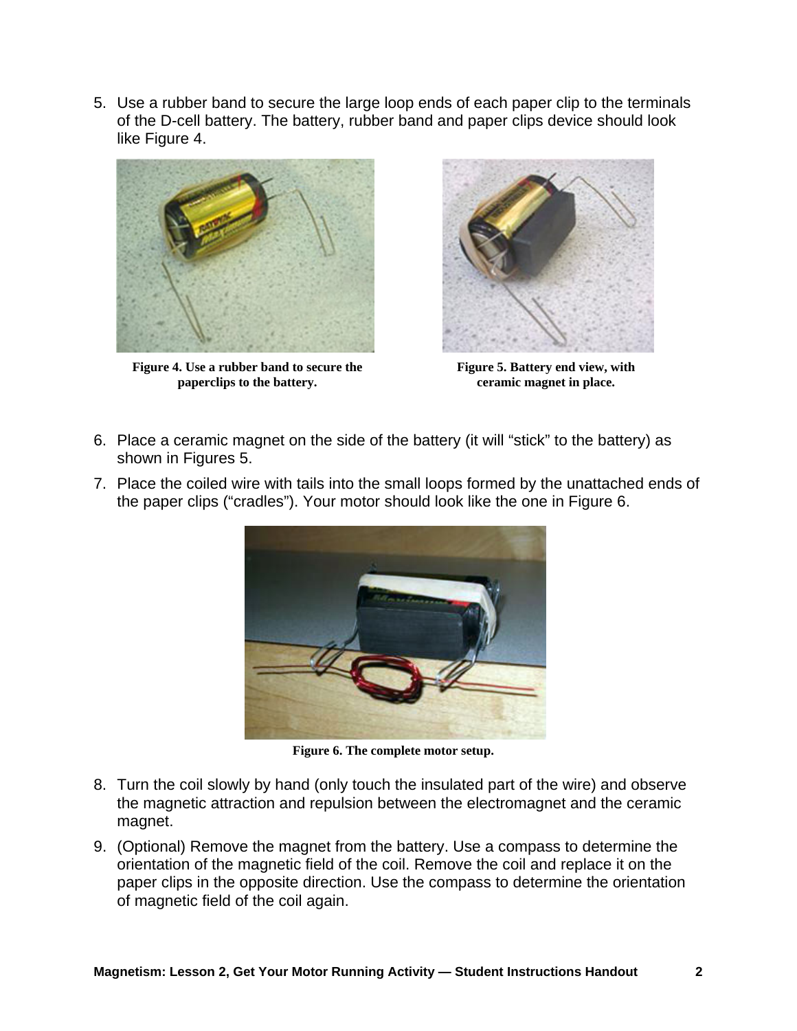5. Use a rubber band to secure the large loop ends of each paper clip to the terminals of the D-cell battery. The battery, rubber band and paper clips device should look like Figure 4.

**Figure 4. Use a rubber band to secure the paperclips to the battery.**

**Figure 5. Battery end view, with ceramic magnet in place.**

6. Place a ceramic magnet on the side of the battery (it will "stick" to the battery) as shown in Figures 5.
7. Place the coiled wire with tails into the small loops formed by the unattached ends of the paper clips ("cradles"). Your motor should look like the one in Figure 6.

**Figure 6. The complete motor setup.**

8. Turn the coil slowly by hand (only touch the insulated part of the wire) and observe the magnetic attraction and repulsion between the electromagnet and the ceramic magnet.
9. (Optional) Remove the magnet from the battery. Use a compass to determine the orientation of the magnetic field of the coil. Remove the coil and replace it on the paper clips in the opposite direction. Use the compass to determine the orientation of magnetic field of the coil again.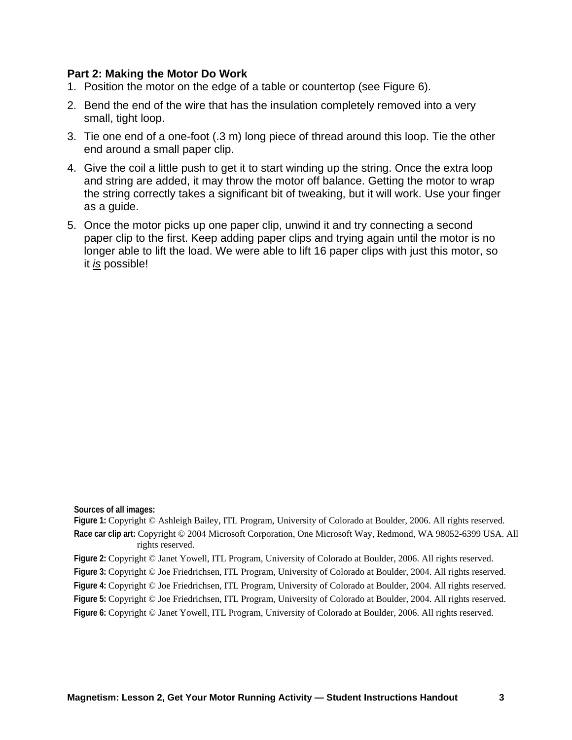**Part 2: Making the Motor Do Work**

1. Position the motor on the edge of a table or countertop (see Figure 6).
2. Bend the end of the wire that has the insulation completely removed into a very small, tight loop.
3. Tie one end of a one-foot (.3 m) long piece of thread around this loop. Tie the other end around a small paper clip.
4. Give the coil a little push to get it to start winding up the string. Once the extra loop and string are added, it may throw the motor off balance. Getting the motor to wrap the string correctly takes a significant bit of tweaking, but it will work. Use your finger as a guide.
5. Once the motor picks up one paper clip, unwind it and try connecting a second paper clip to the first. Keep adding paper clips and trying again until the motor is no longer able to lift the load. We were able to lift 16 paper clips with just this motor, so it *is* possible!

**Sources of all images:**

**Figure 1:** Copyright © Ashleigh Bailey, ITL Program, University of Colorado at Boulder, 2006. All rights reserved.

**Race car clip art:** Copyright © 2004 Microsoft Corporation, One Microsoft Way, Redmond, WA 98052-6399 USA. All rights reserved.

**Figure 2:** Copyright © Janet Yowell, ITL Program, University of Colorado at Boulder, 2006. All rights reserved.

**Figure 3:** Copyright © Joe Friedrichsen, ITL Program, University of Colorado at Boulder, 2004. All rights reserved.

**Figure 4:** Copyright © Joe Friedrichsen, ITL Program, University of Colorado at Boulder, 2004. All rights reserved.

**Figure 5:** Copyright © Joe Friedrichsen, ITL Program, University of Colorado at Boulder, 2004. All rights reserved.

**Figure 6:** Copyright © Janet Yowell, ITL Program, University of Colorado at Boulder, 2006. All rights reserved.